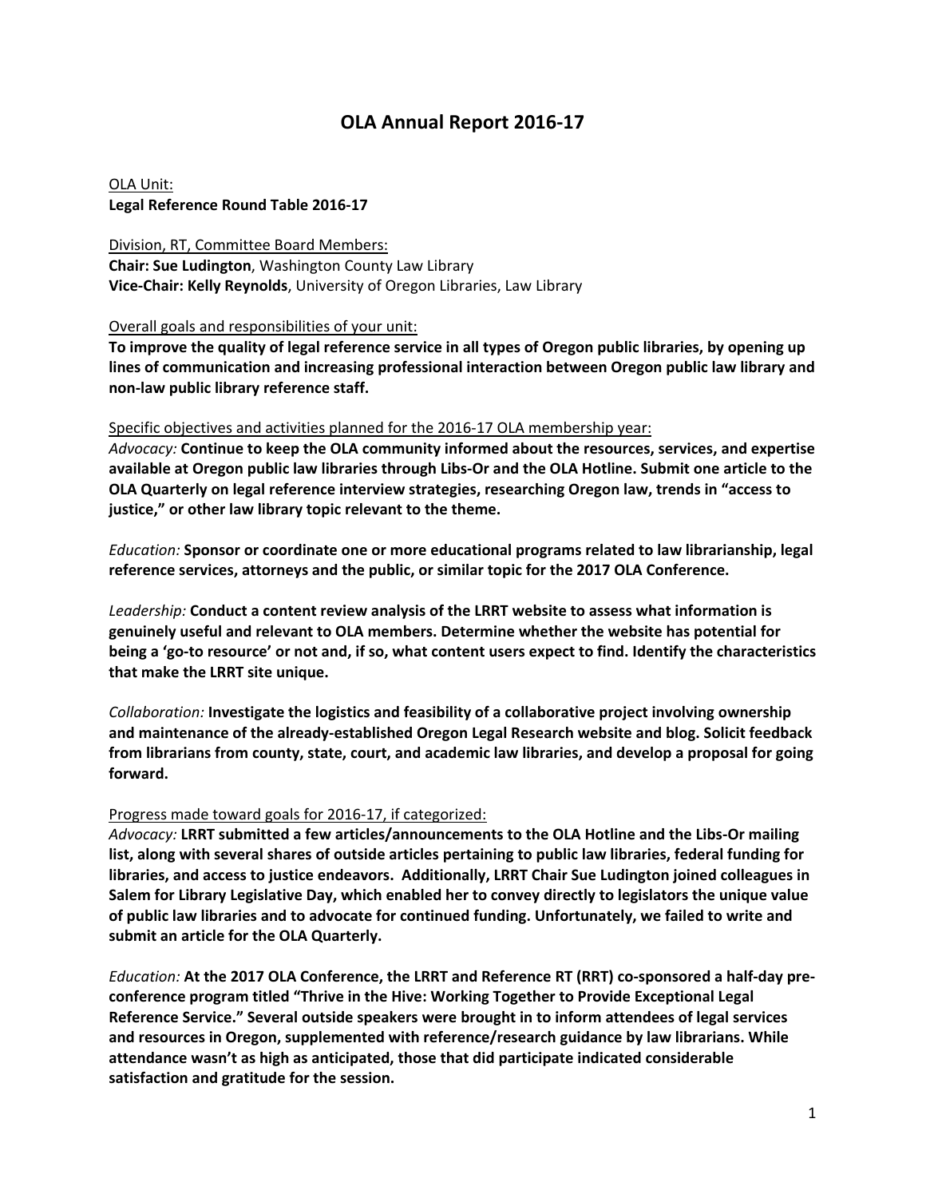# OLA Annual Report 2016-17

OLA Unit:

**Legal Reference Round Table 2016-17**

Division, RT, Committee Board Members:

**Chair: Sue Ludington**, Washington County Law Library

**Vice-Chair: Kelly Reynolds**, University of Oregon Libraries, Law Library

Overall goals and responsibilities of your unit:

**To improve the quality of legal reference service in all types of Oregon public libraries, by opening up lines of communication and increasing professional interaction between Oregon public law library and non-law public library reference staff.**

Specific objectives and activities planned for the 2016-17 OLA membership year:

*Advocacy:* **Continue to keep the OLA community informed about the resources, services, and expertise available at Oregon public law libraries through Libs-Or and the OLA Hotline. Submit one article to the OLA Quarterly on legal reference interview strategies, researching Oregon law, trends in "access to justice," or other law library topic relevant to the theme.**

*Education:* **Sponsor or coordinate one or more educational programs related to law librarianship, legal reference services, attorneys and the public, or similar topic for the 2017 OLA Conference.**

*Leadership:* **Conduct a content review analysis of the LRRT website to assess what information is genuinely useful and relevant to OLA members. Determine whether the website has potential for being a 'go-to resource' or not and, if so, what content users expect to find. Identify the characteristics that make the LRRT site unique.**

*Collaboration:* **Investigate the logistics and feasibility of a collaborative project involving ownership and maintenance of the already-established Oregon Legal Research website and blog. Solicit feedback from librarians from county, state, court, and academic law libraries, and develop a proposal for going forward.**

Progress made toward goals for 2016-17, if categorized:

*Advocacy:* **LRRT submitted a few articles/announcements to the OLA Hotline and the Libs-Or mailing list, along with several shares of outside articles pertaining to public law libraries, federal funding for libraries, and access to justice endeavors. Additionally, LRRT Chair Sue Ludington joined colleagues in Salem for Library Legislative Day, which enabled her to convey directly to legislators the unique value of public law libraries and to advocate for continued funding. Unfortunately, we failed to write and submit an article for the OLA Quarterly.**

*Education:* **At the 2017 OLA Conference, the LRRT and Reference RT (RRT) co-sponsored a half-day pre-conference program titled "Thrive in the Hive: Working Together to Provide Exceptional Legal Reference Service." Several outside speakers were brought in to inform attendees of legal services and resources in Oregon, supplemented with reference/research guidance by law librarians. While attendance wasn't as high as anticipated, those that did participate indicated considerable satisfaction and gratitude for the session.**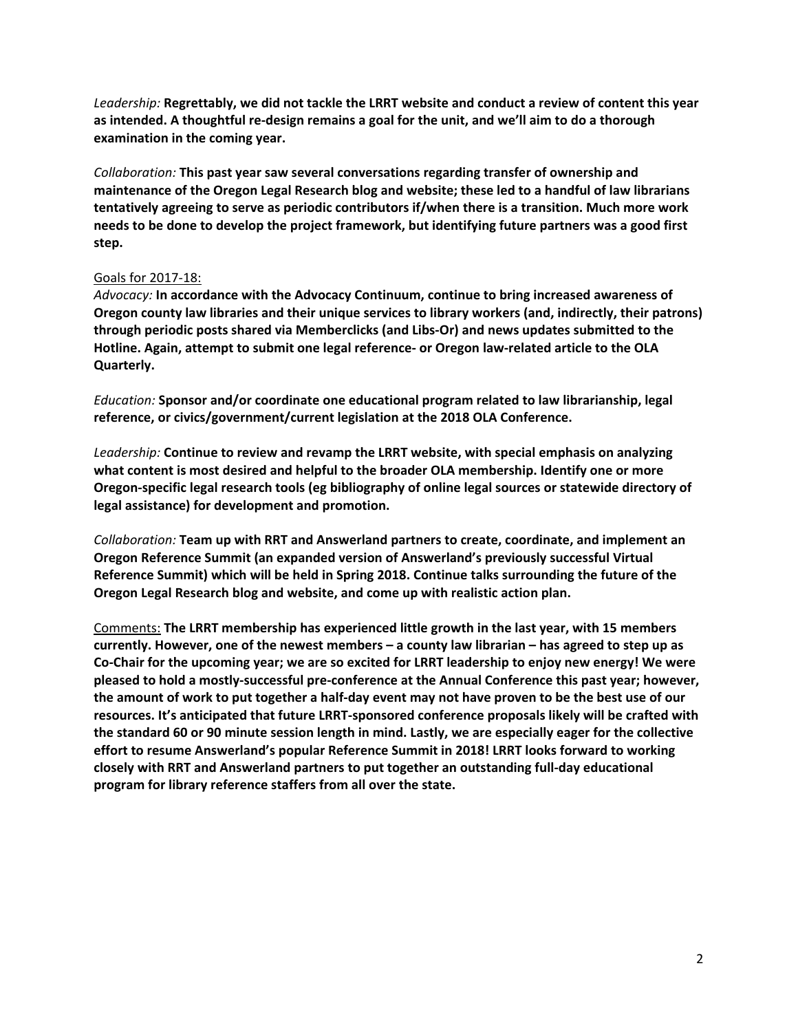*Leadership:* **Regrettably, we did not tackle the LRRT website and conduct a review of content this year as intended. A thoughtful re-design remains a goal for the unit, and we'll aim to do a thorough examination in the coming year.**

*Collaboration:* **This past year saw several conversations regarding transfer of ownership and maintenance of the Oregon Legal Research blog and website; these led to a handful of law librarians tentatively agreeing to serve as periodic contributors if/when there is a transition. Much more work needs to be done to develop the project framework, but identifying future partners was a good first step.**

Goals for 2017-18:

*Advocacy:* **In accordance with the Advocacy Continuum, continue to bring increased awareness of Oregon county law libraries and their unique services to library workers (and, indirectly, their patrons) through periodic posts shared via Memberclicks (and Libs-Or) and news updates submitted to the Hotline. Again, attempt to submit one legal reference- or Oregon law-related article to the OLA Quarterly.**

*Education:* **Sponsor and/or coordinate one educational program related to law librarianship, legal reference, or civics/government/current legislation at the 2018 OLA Conference.**

*Leadership:* **Continue to review and revamp the LRRT website, with special emphasis on analyzing what content is most desired and helpful to the broader OLA membership. Identify one or more Oregon-specific legal research tools (eg bibliography of online legal sources or statewide directory of legal assistance) for development and promotion.**

*Collaboration:* **Team up with RRT and Answerland partners to create, coordinate, and implement an Oregon Reference Summit (an expanded version of Answerland's previously successful Virtual Reference Summit) which will be held in Spring 2018. Continue talks surrounding the future of the Oregon Legal Research blog and website, and come up with realistic action plan.**

Comments: **The LRRT membership has experienced little growth in the last year, with 15 members currently. However, one of the newest members – a county law librarian – has agreed to step up as Co-Chair for the upcoming year; we are so excited for LRRT leadership to enjoy new energy! We were pleased to hold a mostly-successful pre-conference at the Annual Conference this past year; however, the amount of work to put together a half-day event may not have proven to be the best use of our resources. It's anticipated that future LRRT-sponsored conference proposals likely will be crafted with the standard 60 or 90 minute session length in mind. Lastly, we are especially eager for the collective effort to resume Answerland's popular Reference Summit in 2018! LRRT looks forward to working closely with RRT and Answerland partners to put together an outstanding full-day educational program for library reference staffers from all over the state.**